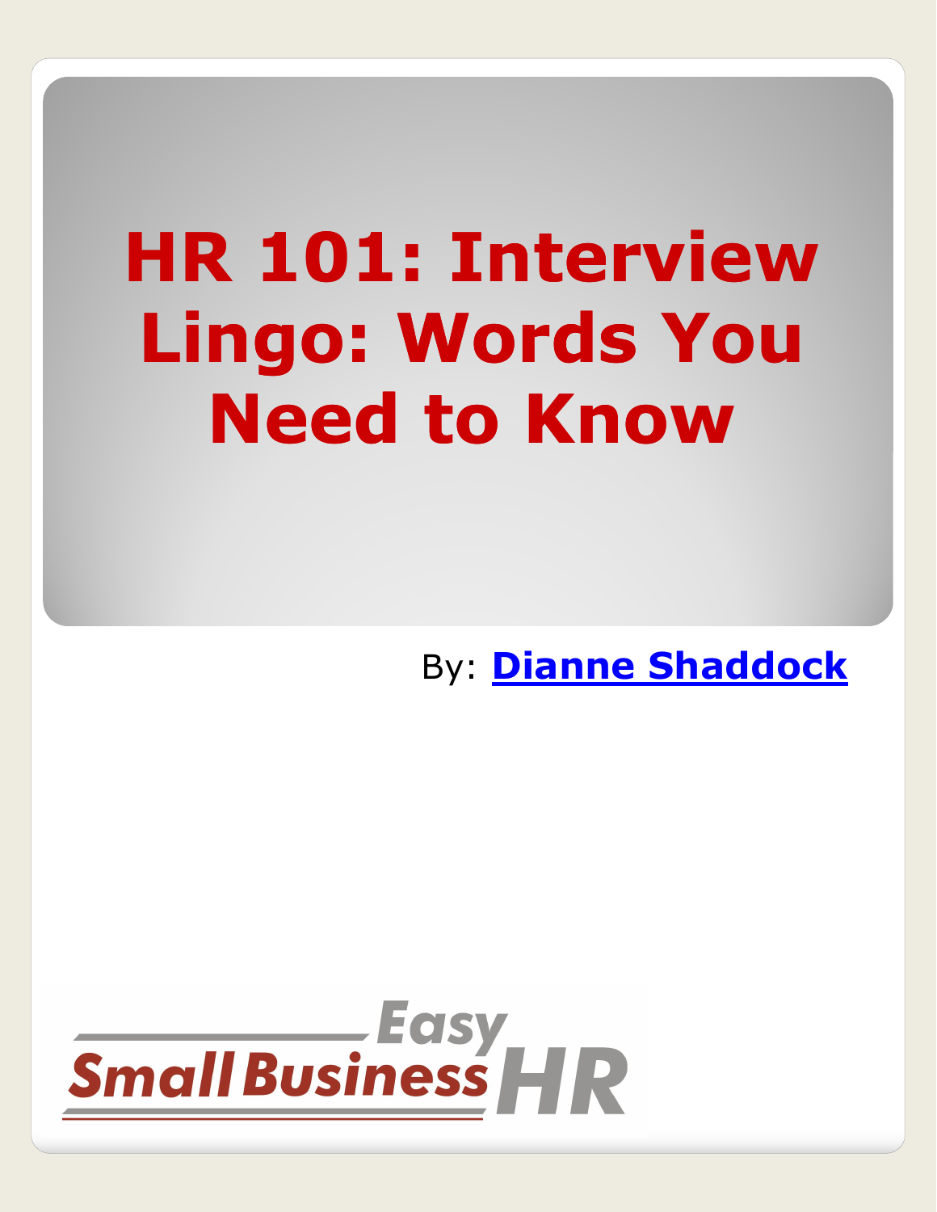# HR 101: Interview Lingo: Words You Need to Know

By: **Dianne Shaddock**

Easy Small Business HR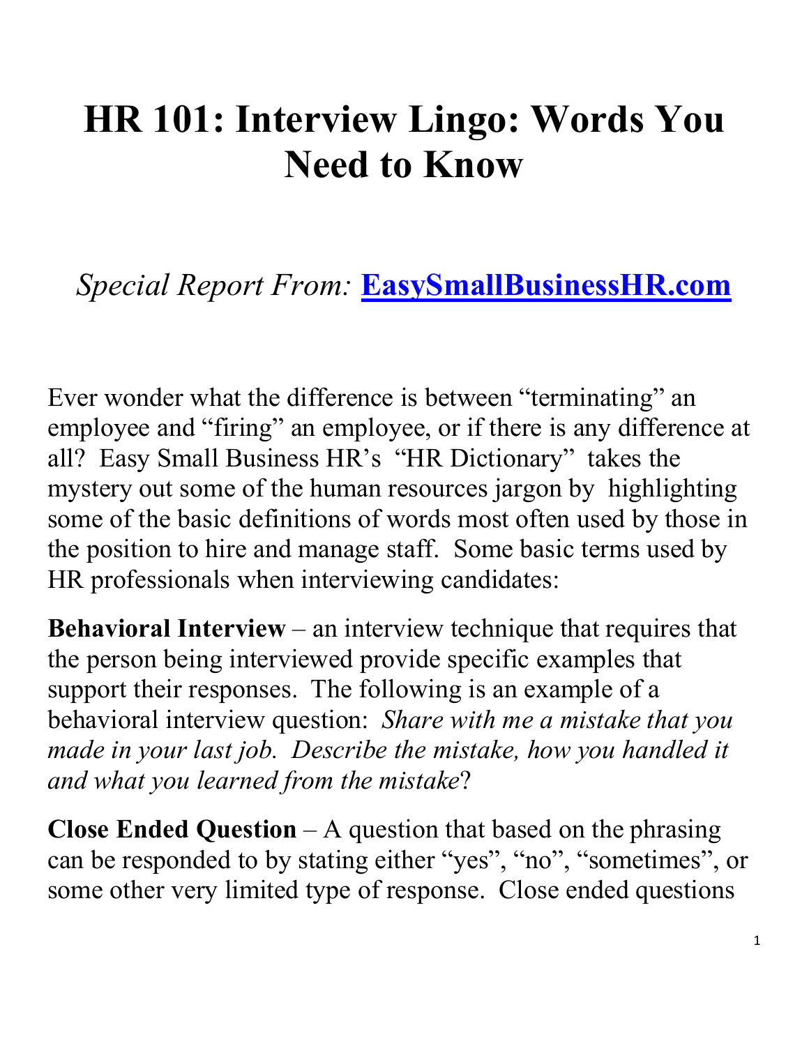# HR 101: Interview Lingo: Words You Need to Know

*Special Report From:* **[EasySmallBusinessHR.com](EasySmallBusinessHR.com)**

Ever wonder what the difference is between "terminating" an employee and "firing" an employee, or if there is any difference at all? Easy Small Business HR's "HR Dictionary" takes the mystery out some of the human resources jargon by highlighting some of the basic definitions of words most often used by those in the position to hire and manage staff. Some basic terms used by HR professionals when interviewing candidates:

**Behavioral Interview** – an interview technique that requires that the person being interviewed provide specific examples that support their responses. The following is an example of a behavioral interview question: *Share with me a mistake that you made in your last job. Describe the mistake, how you handled it and what you learned from the mistake*?

**Close Ended Question** – A question that based on the phrasing can be responded to by stating either "yes", "no", "sometimes", or some other very limited type of response. Close ended questions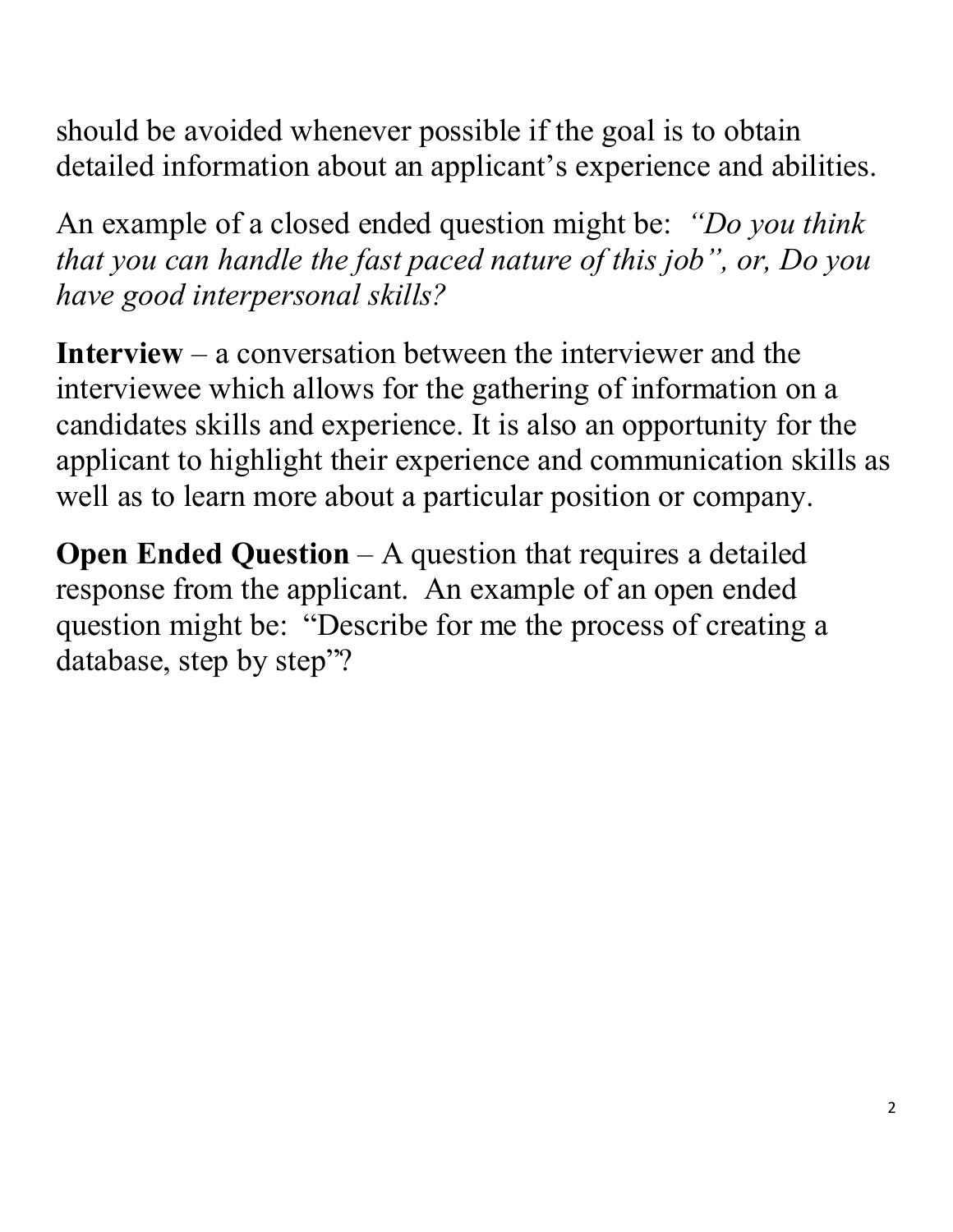should be avoided whenever possible if the goal is to obtain detailed information about an applicant's experience and abilities.

An example of a closed ended question might be: *"Do you think that you can handle the fast paced nature of this job", or, Do you have good interpersonal skills?*

**Interview** – a conversation between the interviewer and the interviewee which allows for the gathering of information on a candidates skills and experience. It is also an opportunity for the applicant to highlight their experience and communication skills as well as to learn more about a particular position or company.

**Open Ended Question** – A question that requires a detailed response from the applicant. An example of an open ended question might be: "Describe for me the process of creating a database, step by step"?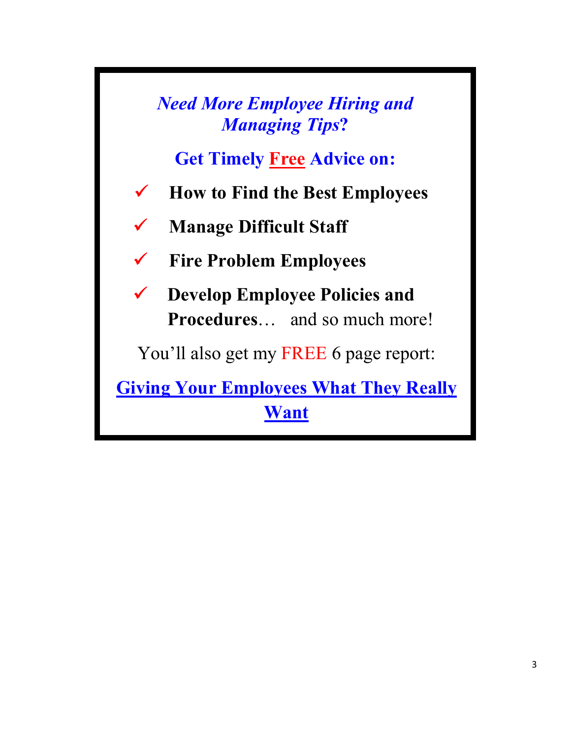## *Need More Employee Hiring and Managing Tips?*

**Get Timely Free Advice on:**

- ✓ **How to Find the Best Employees**
- ✓ **Manage Difficult Staff**
- ✓ **Fire Problem Employees**
- ✓ **Develop Employee Policies and Procedures**… and so much more!

You'll also get my FREE 6 page report:

**Giving Your Employees What They Really Want**